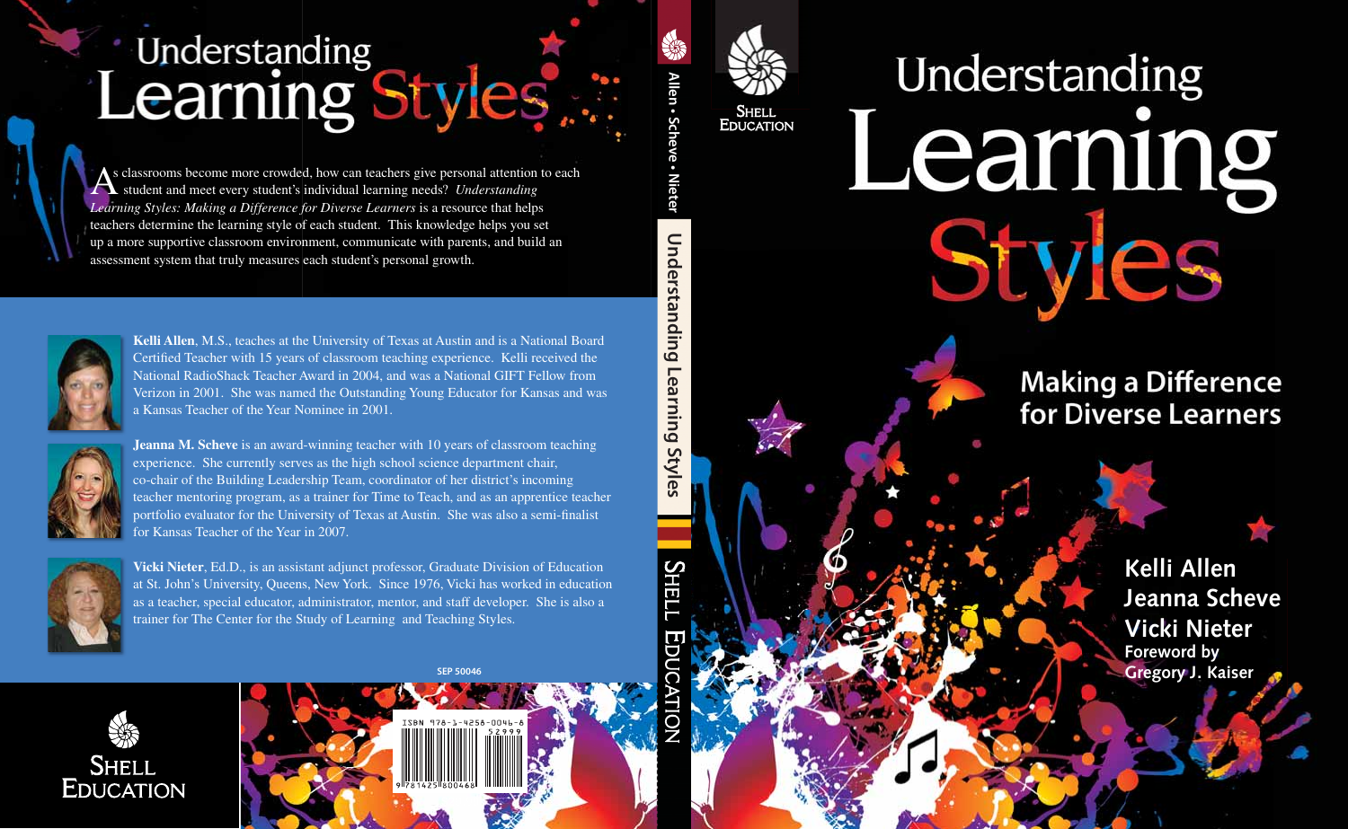# Understanding Learning Styles

## Making a Difference for Diverse Learners

Kelli Allen
Jeanna Scheve
Vicki Nieter

Foreword by Gregory J. Kaiser

Shell Education

---

Allen • Scheve • Nieter — Understanding Learning Styles — Shell Education

---

# Understanding Learning Styles

As classrooms become more crowded, how can teachers give personal attention to each student and meet every student's individual learning needs? *Understanding Learning Styles: Making a Difference for Diverse Learners* is a resource that helps teachers determine the learning style of each student. This knowledge helps you set up a more supportive classroom environment, communicate with parents, and build an assessment system that truly measures each student's personal growth.

**Kelli Allen**, M.S., teaches at the University of Texas at Austin and is a National Board Certified Teacher with 15 years of classroom teaching experience. Kelli received the National RadioShack Teacher Award in 2004, and was a National GIFT Fellow from Verizon in 2001. She was named the Outstanding Young Educator for Kansas and was a Kansas Teacher of the Year Nominee in 2001.

**Jeanna M. Scheve** is an award-winning teacher with 10 years of classroom teaching experience. She currently serves as the high school science department chair, co-chair of the Building Leadership Team, coordinator of her district's incoming teacher mentoring program, as a trainer for Time to Teach, and as an apprentice teacher portfolio evaluator for the University of Texas at Austin. She was also a semi-finalist for Kansas Teacher of the Year in 2007.

**Vicki Nieter**, Ed.D., is an assistant adjunct professor, Graduate Division of Education at St. John's University, Queens, New York. Since 1976, Vicki has worked in education as a teacher, special educator, administrator, mentor, and staff developer. She is also a trainer for The Center for the Study of Learning and Teaching Styles.

SEP 50046

Shell Education

ISBN 978-1-4258-0046-8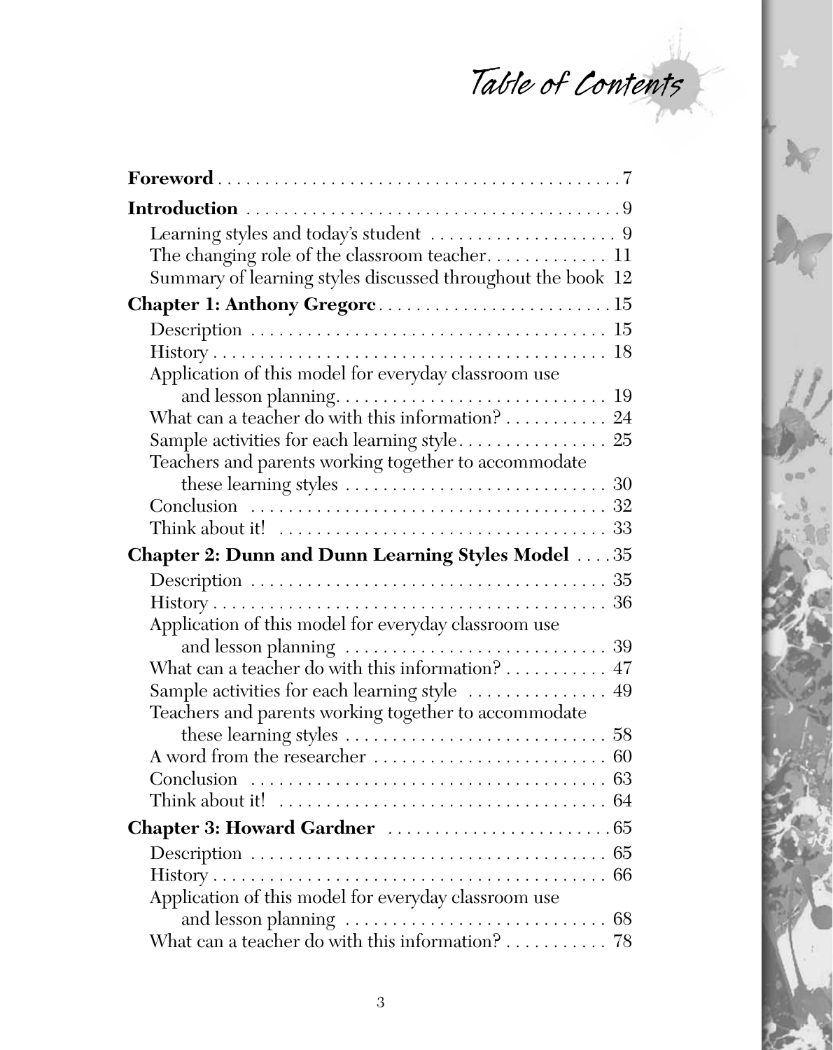# Table of Contents

**Foreword** . . . . . . . . . . . . . . . . . . . . . . . . . . . . . . . . . . . . . . . . . . . 7

**Introduction** . . . . . . . . . . . . . . . . . . . . . . . . . . . . . . . . . . . . . . . . . 9

- Learning styles and today's student . . . . . . . . . . . . . . . . . . . . 9
- The changing role of the classroom teacher. . . . . . . . . . . . . 11
- Summary of learning styles discussed throughout the book 12

**Chapter 1: Anthony Gregorc** . . . . . . . . . . . . . . . . . . . . . . . . . 15

- Description . . . . . . . . . . . . . . . . . . . . . . . . . . . . . . . . . . . . . . 15
- History . . . . . . . . . . . . . . . . . . . . . . . . . . . . . . . . . . . . . . . . . . 18
- Application of this model for everyday classroom use and lesson planning. . . . . . . . . . . . . . . . . . . . . . . . . . . . . 19
- What can a teacher do with this information? . . . . . . . . . . . 24
- Sample activities for each learning style. . . . . . . . . . . . . . . . 25
- Teachers and parents working together to accommodate these learning styles . . . . . . . . . . . . . . . . . . . . . . . . . . . . 30
- Conclusion . . . . . . . . . . . . . . . . . . . . . . . . . . . . . . . . . . . . . . 32
- Think about it! . . . . . . . . . . . . . . . . . . . . . . . . . . . . . . . . . . . 33

**Chapter 2: Dunn and Dunn Learning Styles Model** . . . . 35

- Description . . . . . . . . . . . . . . . . . . . . . . . . . . . . . . . . . . . . . . 35
- History . . . . . . . . . . . . . . . . . . . . . . . . . . . . . . . . . . . . . . . . . . 36
- Application of this model for everyday classroom use and lesson planning . . . . . . . . . . . . . . . . . . . . . . . . . . . . 39
- What can a teacher do with this information? . . . . . . . . . . . 47
- Sample activities for each learning style . . . . . . . . . . . . . . . 49
- Teachers and parents working together to accommodate these learning styles . . . . . . . . . . . . . . . . . . . . . . . . . . . . 58
- A word from the researcher . . . . . . . . . . . . . . . . . . . . . . . . . 60
- Conclusion . . . . . . . . . . . . . . . . . . . . . . . . . . . . . . . . . . . . . . 63
- Think about it! . . . . . . . . . . . . . . . . . . . . . . . . . . . . . . . . . . . 64

**Chapter 3: Howard Gardner** . . . . . . . . . . . . . . . . . . . . . . . . 65

- Description . . . . . . . . . . . . . . . . . . . . . . . . . . . . . . . . . . . . . . 65
- History . . . . . . . . . . . . . . . . . . . . . . . . . . . . . . . . . . . . . . . . . . 66
- Application of this model for everyday classroom use and lesson planning . . . . . . . . . . . . . . . . . . . . . . . . . . . . 68
- What can a teacher do with this information? . . . . . . . . . . . 78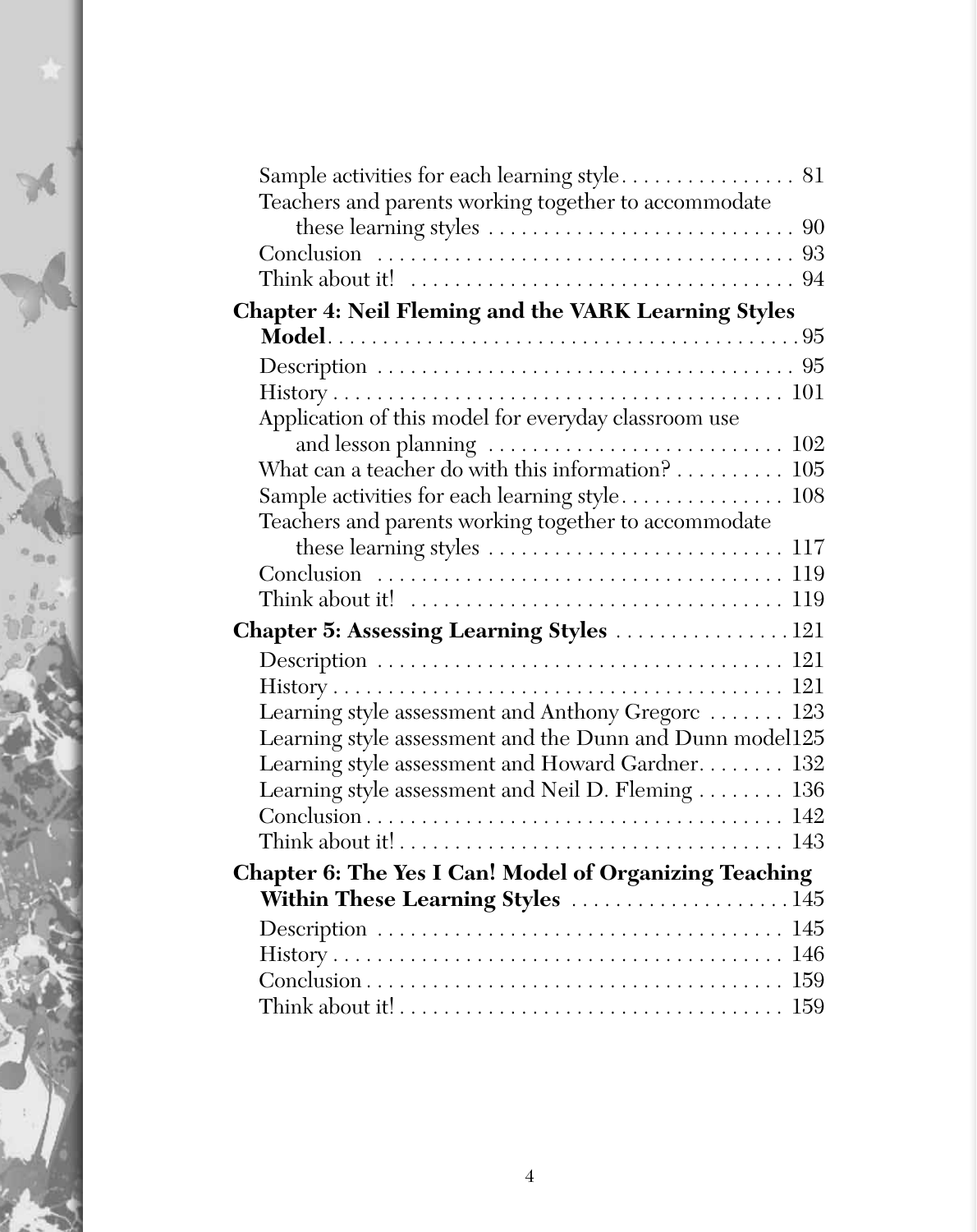Sample activities for each learning style . . . . . . . . . . . . . . . . 81
Teachers and parents working together to accommodate these learning styles . . . . . . . . . . . . . . . . . . . . . . . . . . . . 90
Conclusion . . . . . . . . . . . . . . . . . . . . . . . . . . . . . . . . . . . . . . 93
Think about it! . . . . . . . . . . . . . . . . . . . . . . . . . . . . . . . . . . . 94

**Chapter 4: Neil Fleming and the VARK Learning Styles Model** . . . . . . . . . . . . . . . . . . . . . . . . . . . . . . . . . . . . . . . . . . . 95

Description . . . . . . . . . . . . . . . . . . . . . . . . . . . . . . . . . . . . . 95
History . . . . . . . . . . . . . . . . . . . . . . . . . . . . . . . . . . . . . . . . 101
Application of this model for everyday classroom use and lesson planning . . . . . . . . . . . . . . . . . . . . . . . . . . . . 102
What can a teacher do with this information? . . . . . . . . . . 105
Sample activities for each learning style . . . . . . . . . . . . . . . 108
Teachers and parents working together to accommodate these learning styles . . . . . . . . . . . . . . . . . . . . . . . . . . . 117
Conclusion . . . . . . . . . . . . . . . . . . . . . . . . . . . . . . . . . . . . . 119
Think about it! . . . . . . . . . . . . . . . . . . . . . . . . . . . . . . . . . . 119

**Chapter 5: Assessing Learning Styles** . . . . . . . . . . . . . . . . 121

Description . . . . . . . . . . . . . . . . . . . . . . . . . . . . . . . . . . . . . 121
History . . . . . . . . . . . . . . . . . . . . . . . . . . . . . . . . . . . . . . . . 121
Learning style assessment and Anthony Gregorc . . . . . . . 123
Learning style assessment and the Dunn and Dunn model 125
Learning style assessment and Howard Gardner . . . . . . . . 132
Learning style assessment and Neil D. Fleming . . . . . . . . 136
Conclusion . . . . . . . . . . . . . . . . . . . . . . . . . . . . . . . . . . . . . 142
Think about it! . . . . . . . . . . . . . . . . . . . . . . . . . . . . . . . . . . 143

**Chapter 6: The Yes I Can! Model of Organizing Teaching Within These Learning Styles** . . . . . . . . . . . . . . . . . . . . 145

Description . . . . . . . . . . . . . . . . . . . . . . . . . . . . . . . . . . . . . 145
History . . . . . . . . . . . . . . . . . . . . . . . . . . . . . . . . . . . . . . . . 146
Conclusion . . . . . . . . . . . . . . . . . . . . . . . . . . . . . . . . . . . . . 159
Think about it! . . . . . . . . . . . . . . . . . . . . . . . . . . . . . . . . . . 159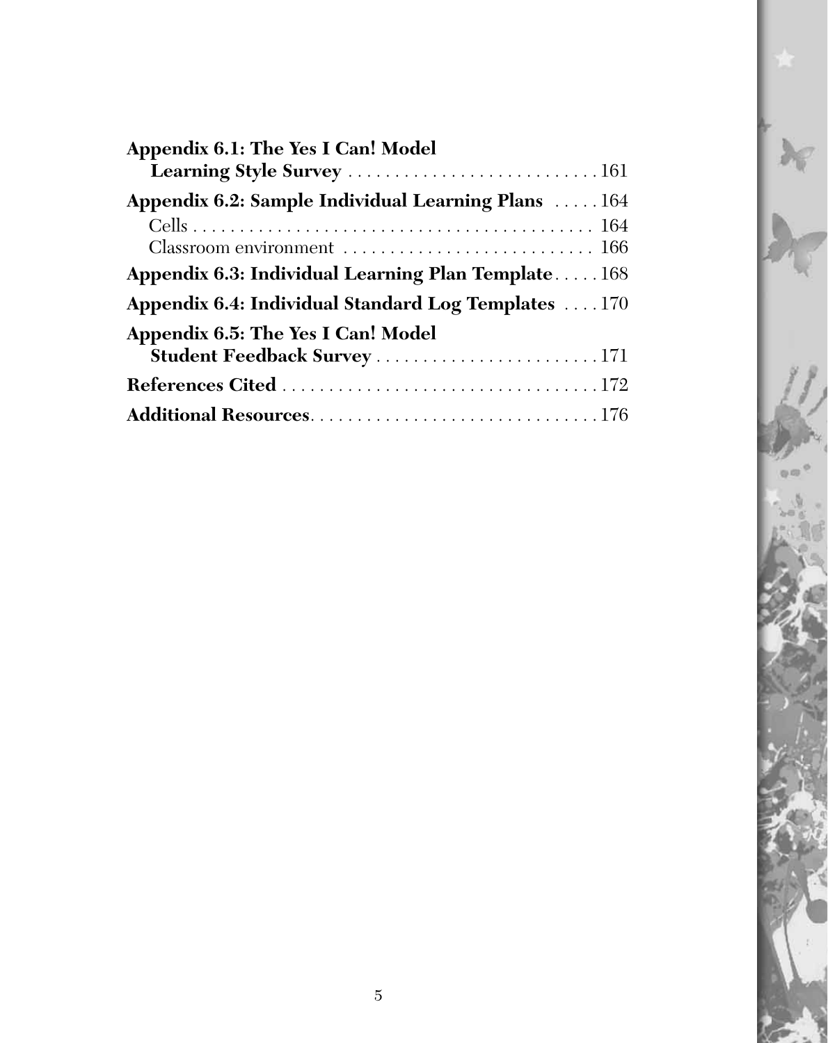**Appendix 6.1: The Yes I Can! Model Learning Style Survey** . . . . . . . . . . . . . . . . . . . . . . . . . . . 161

**Appendix 6.2: Sample Individual Learning Plans** . . . . . 164

Cells . . . . . . . . . . . . . . . . . . . . . . . . . . . . . . . . . . . . . . . . . . . . 164

Classroom environment . . . . . . . . . . . . . . . . . . . . . . . . . . . 166

**Appendix 6.3: Individual Learning Plan Template** . . . . . 168

**Appendix 6.4: Individual Standard Log Templates** . . . . 170

**Appendix 6.5: The Yes I Can! Model Student Feedback Survey** . . . . . . . . . . . . . . . . . . . . . . . . 171

**References Cited** . . . . . . . . . . . . . . . . . . . . . . . . . . . . . . . . . . 172

**Additional Resources**. . . . . . . . . . . . . . . . . . . . . . . . . . . . . . . 176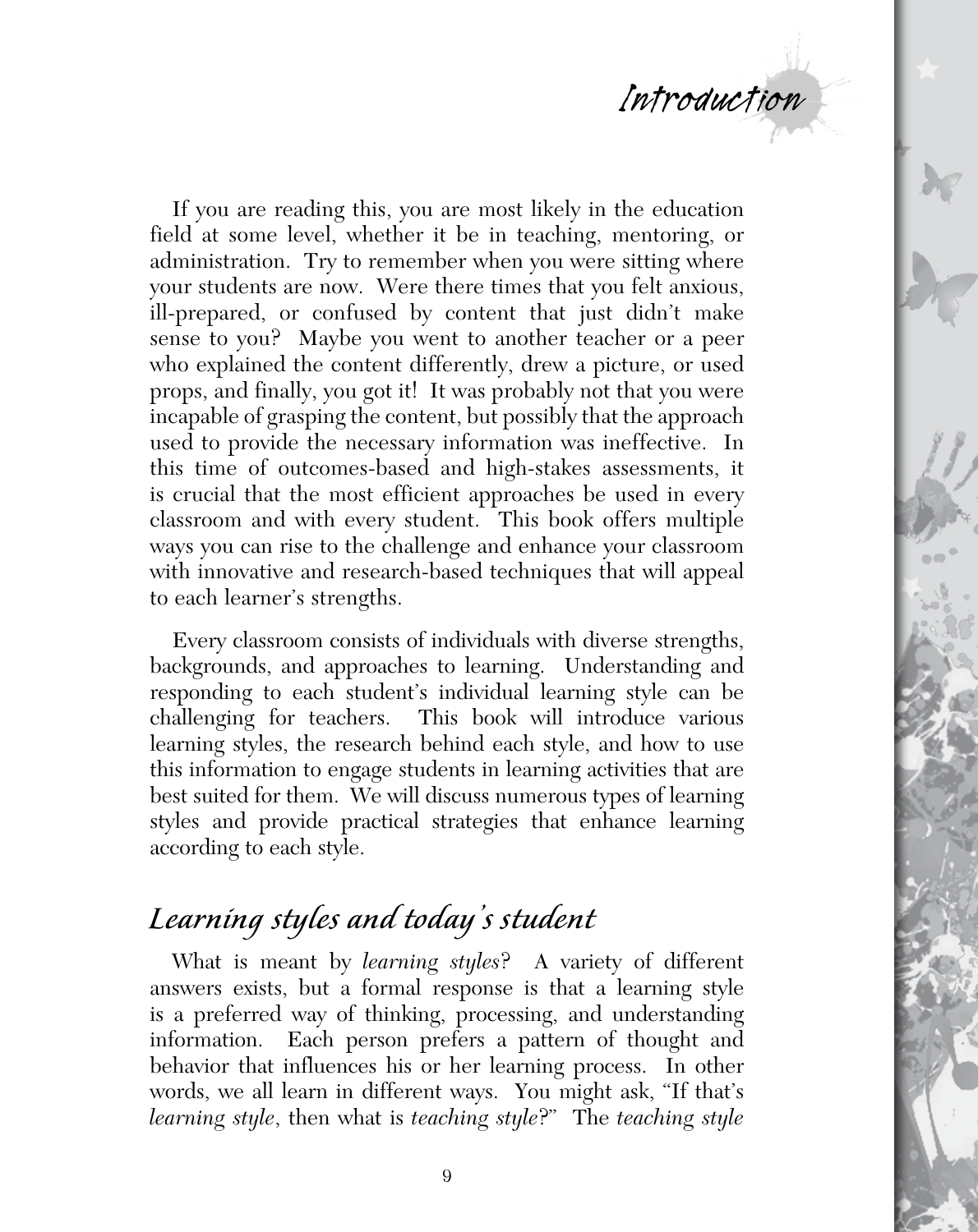# Introduction

If you are reading this, you are most likely in the education field at some level, whether it be in teaching, mentoring, or administration. Try to remember when you were sitting where your students are now. Were there times that you felt anxious, ill-prepared, or confused by content that just didn't make sense to you? Maybe you went to another teacher or a peer who explained the content differently, drew a picture, or used props, and finally, you got it! It was probably not that you were incapable of grasping the content, but possibly that the approach used to provide the necessary information was ineffective. In this time of outcomes-based and high-stakes assessments, it is crucial that the most efficient approaches be used in every classroom and with every student. This book offers multiple ways you can rise to the challenge and enhance your classroom with innovative and research-based techniques that will appeal to each learner's strengths.

Every classroom consists of individuals with diverse strengths, backgrounds, and approaches to learning. Understanding and responding to each student's individual learning style can be challenging for teachers. This book will introduce various learning styles, the research behind each style, and how to use this information to engage students in learning activities that are best suited for them. We will discuss numerous types of learning styles and provide practical strategies that enhance learning according to each style.

## *Learning styles and today's student*

What is meant by *learning styles*? A variety of different answers exists, but a formal response is that a learning style is a preferred way of thinking, processing, and understanding information. Each person prefers a pattern of thought and behavior that influences his or her learning process. In other words, we all learn in different ways. You might ask, "If that's *learning style*, then what is *teaching style*?" The *teaching style*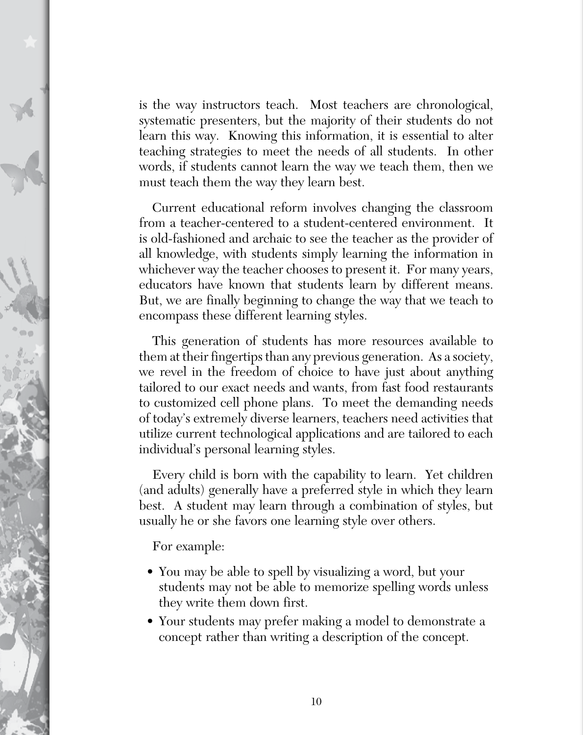is the way instructors teach. Most teachers are chronological, systematic presenters, but the majority of their students do not learn this way. Knowing this information, it is essential to alter teaching strategies to meet the needs of all students. In other words, if students cannot learn the way we teach them, then we must teach them the way they learn best.

Current educational reform involves changing the classroom from a teacher-centered to a student-centered environment. It is old-fashioned and archaic to see the teacher as the provider of all knowledge, with students simply learning the information in whichever way the teacher chooses to present it. For many years, educators have known that students learn by different means. But, we are finally beginning to change the way that we teach to encompass these different learning styles.

This generation of students has more resources available to them at their fingertips than any previous generation. As a society, we revel in the freedom of choice to have just about anything tailored to our exact needs and wants, from fast food restaurants to customized cell phone plans. To meet the demanding needs of today's extremely diverse learners, teachers need activities that utilize current technological applications and are tailored to each individual's personal learning styles.

Every child is born with the capability to learn. Yet children (and adults) generally have a preferred style in which they learn best. A student may learn through a combination of styles, but usually he or she favors one learning style over others.

For example:

- You may be able to spell by visualizing a word, but your students may not be able to memorize spelling words unless they write them down first.
- Your students may prefer making a model to demonstrate a concept rather than writing a description of the concept.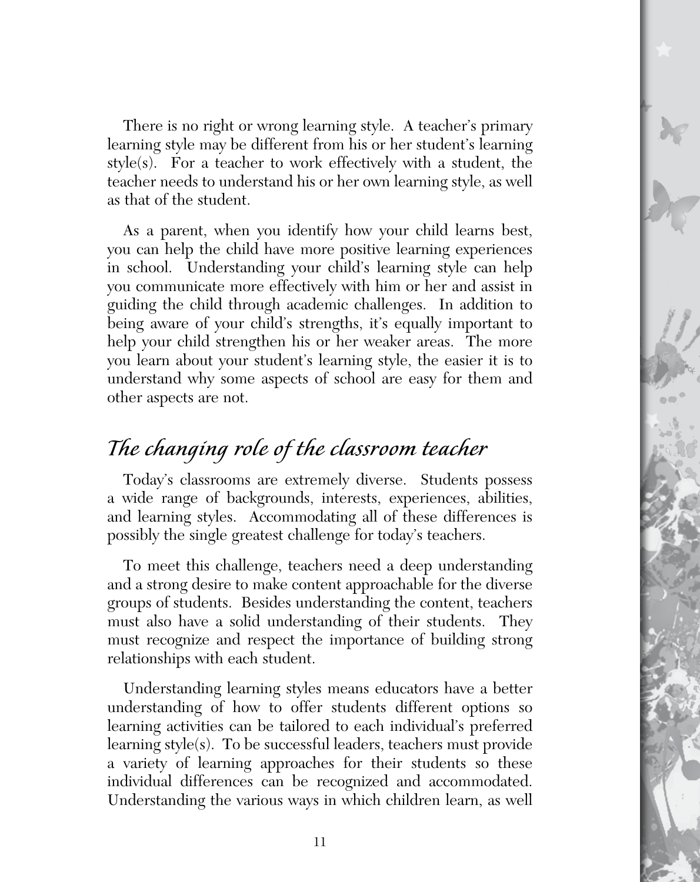There is no right or wrong learning style. A teacher's primary learning style may be different from his or her student's learning style(s). For a teacher to work effectively with a student, the teacher needs to understand his or her own learning style, as well as that of the student.

As a parent, when you identify how your child learns best, you can help the child have more positive learning experiences in school. Understanding your child's learning style can help you communicate more effectively with him or her and assist in guiding the child through academic challenges. In addition to being aware of your child's strengths, it's equally important to help your child strengthen his or her weaker areas. The more you learn about your student's learning style, the easier it is to understand why some aspects of school are easy for them and other aspects are not.

## *The changing role of the classroom teacher*

Today's classrooms are extremely diverse. Students possess a wide range of backgrounds, interests, experiences, abilities, and learning styles. Accommodating all of these differences is possibly the single greatest challenge for today's teachers.

To meet this challenge, teachers need a deep understanding and a strong desire to make content approachable for the diverse groups of students. Besides understanding the content, teachers must also have a solid understanding of their students. They must recognize and respect the importance of building strong relationships with each student.

Understanding learning styles means educators have a better understanding of how to offer students different options so learning activities can be tailored to each individual's preferred learning style(s). To be successful leaders, teachers must provide a variety of learning approaches for their students so these individual differences can be recognized and accommodated. Understanding the various ways in which children learn, as well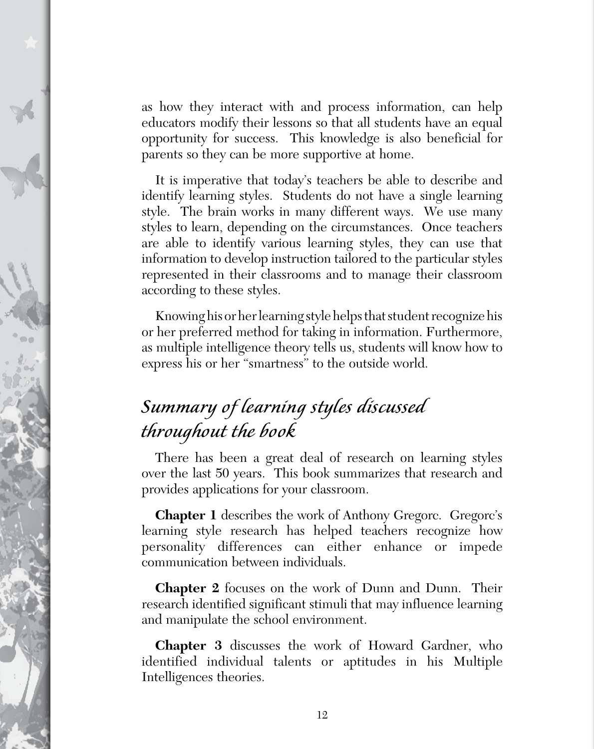as how they interact with and process information, can help educators modify their lessons so that all students have an equal opportunity for success. This knowledge is also beneficial for parents so they can be more supportive at home.

It is imperative that today's teachers be able to describe and identify learning styles. Students do not have a single learning style. The brain works in many different ways. We use many styles to learn, depending on the circumstances. Once teachers are able to identify various learning styles, they can use that information to develop instruction tailored to the particular styles represented in their classrooms and to manage their classroom according to these styles.

Knowing his or her learning style helps that student recognize his or her preferred method for taking in information. Furthermore, as multiple intelligence theory tells us, students will know how to express his or her "smartness" to the outside world.

## *Summary of learning styles discussed throughout the book*

There has been a great deal of research on learning styles over the last 50 years. This book summarizes that research and provides applications for your classroom.

**Chapter 1** describes the work of Anthony Gregorc. Gregorc's learning style research has helped teachers recognize how personality differences can either enhance or impede communication between individuals.

**Chapter 2** focuses on the work of Dunn and Dunn. Their research identified significant stimuli that may influence learning and manipulate the school environment.

**Chapter 3** discusses the work of Howard Gardner, who identified individual talents or aptitudes in his Multiple Intelligences theories.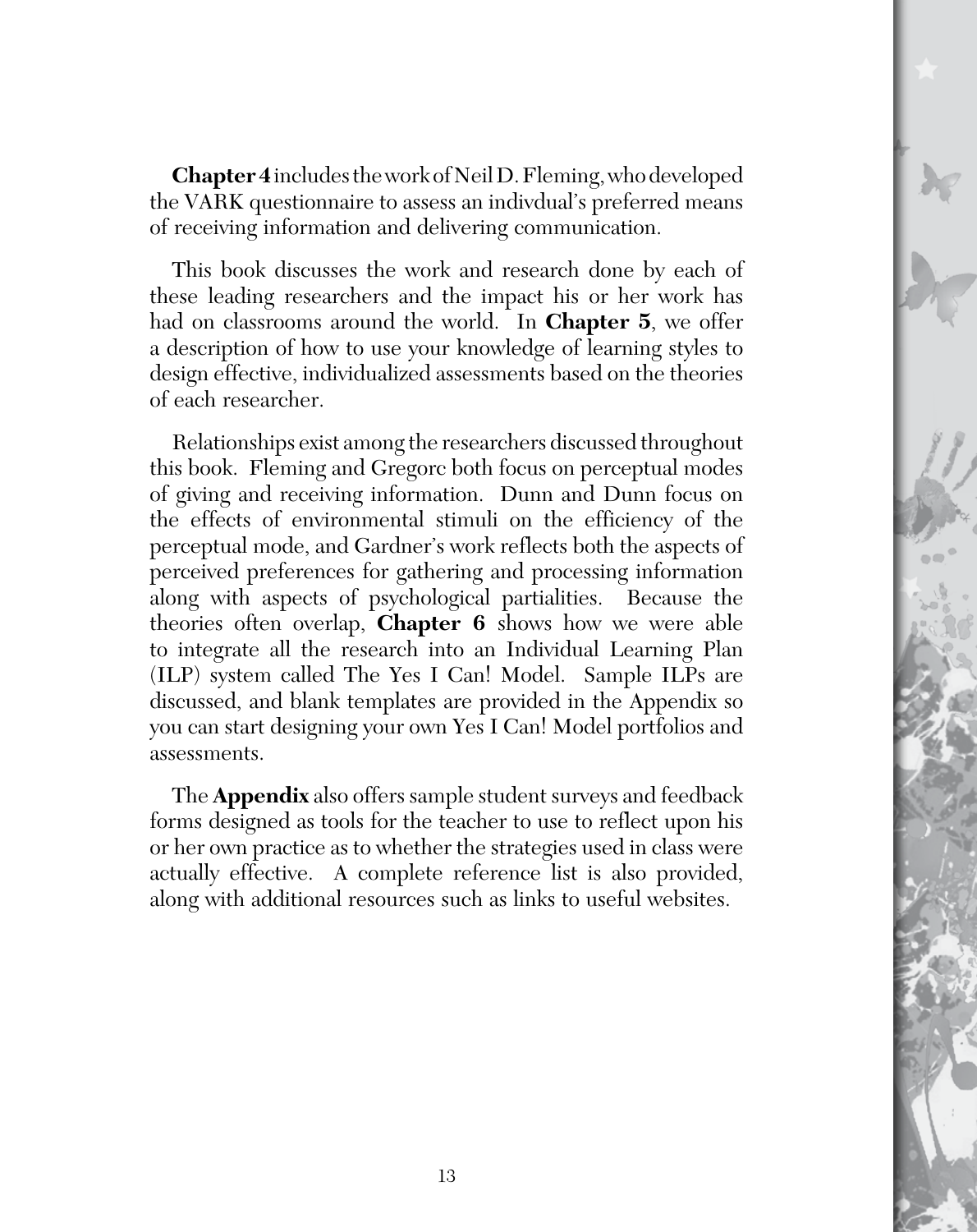**Chapter 4** includes the work of Neil D. Fleming, who developed the VARK questionnaire to assess an indivdual's preferred means of receiving information and delivering communication.

This book discusses the work and research done by each of these leading researchers and the impact his or her work has had on classrooms around the world. In **Chapter 5**, we offer a description of how to use your knowledge of learning styles to design effective, individualized assessments based on the theories of each researcher.

Relationships exist among the researchers discussed throughout this book. Fleming and Gregorc both focus on perceptual modes of giving and receiving information. Dunn and Dunn focus on the effects of environmental stimuli on the efficiency of the perceptual mode, and Gardner's work reflects both the aspects of perceived preferences for gathering and processing information along with aspects of psychological partialities. Because the theories often overlap, **Chapter 6** shows how we were able to integrate all the research into an Individual Learning Plan (ILP) system called The Yes I Can! Model. Sample ILPs are discussed, and blank templates are provided in the Appendix so you can start designing your own Yes I Can! Model portfolios and assessments.

The **Appendix** also offers sample student surveys and feedback forms designed as tools for the teacher to use to reflect upon his or her own practice as to whether the strategies used in class were actually effective. A complete reference list is also provided, along with additional resources such as links to useful websites.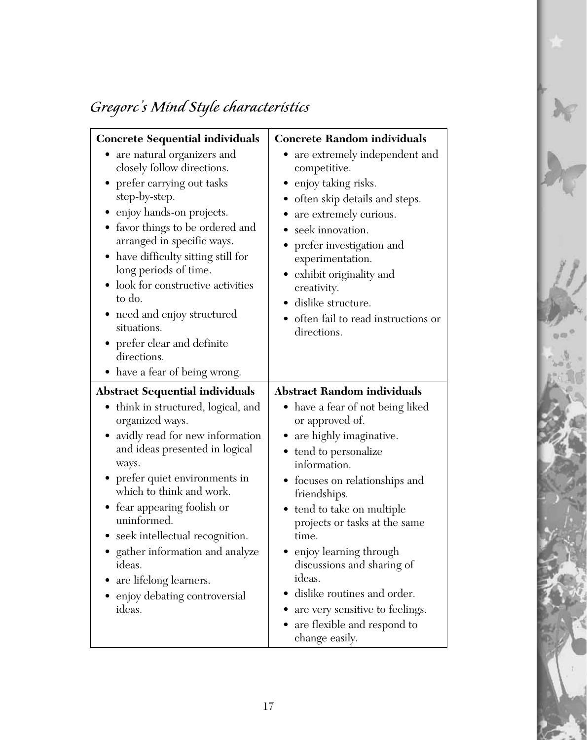*Gregorc's Mind Style characteristics*

| **Concrete Sequential individuals** | **Concrete Random individuals** |
|---|---|
| • are natural organizers and closely follow directions.<br>• prefer carrying out tasks step-by-step.<br>• enjoy hands-on projects.<br>• favor things to be ordered and arranged in specific ways.<br>• have difficulty sitting still for long periods of time.<br>• look for constructive activities to do.<br>• need and enjoy structured situations.<br>• prefer clear and definite directions.<br>• have a fear of being wrong. | • are extremely independent and competitive.<br>• enjoy taking risks.<br>• often skip details and steps.<br>• are extremely curious.<br>• seek innovation.<br>• prefer investigation and experimentation.<br>• exhibit originality and creativity.<br>• dislike structure.<br>• often fail to read instructions or directions. |
| **Abstract Sequential individuals** | **Abstract Random individuals** |
| • think in structured, logical, and organized ways.<br>• avidly read for new information and ideas presented in logical ways.<br>• prefer quiet environments in which to think and work.<br>• fear appearing foolish or uninformed.<br>• seek intellectual recognition.<br>• gather information and analyze ideas.<br>• are lifelong learners.<br>• enjoy debating controversial ideas. | • have a fear of not being liked or approved of.<br>• are highly imaginative.<br>• tend to personalize information.<br>• focuses on relationships and friendships.<br>• tend to take on multiple projects or tasks at the same time.<br>• enjoy learning through discussions and sharing of ideas.<br>• dislike routines and order.<br>• are very sensitive to feelings.<br>• are flexible and respond to change easily. |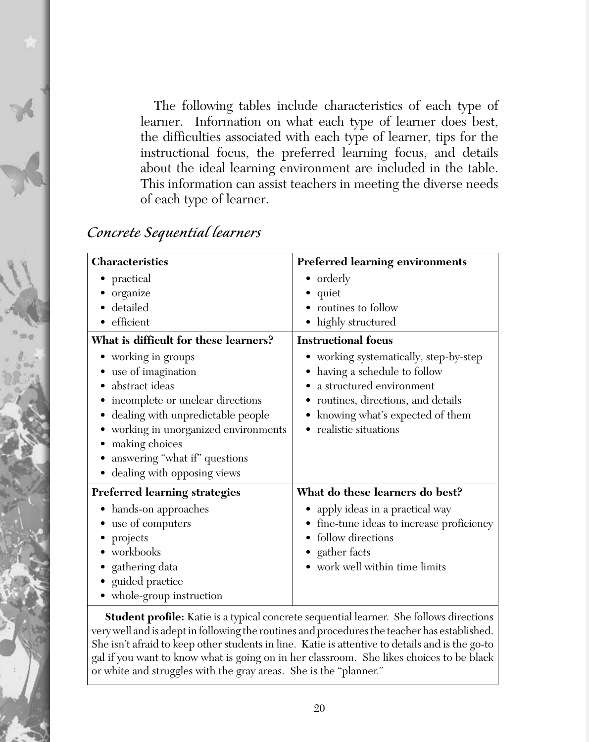The following tables include characteristics of each type of learner. Information on what each type of learner does best, the difficulties associated with each type of learner, tips for the instructional focus, the preferred learning focus, and details about the ideal learning environment are included in the table. This information can assist teachers in meeting the diverse needs of each type of learner.

## *Concrete Sequential learners*

| **Characteristics** | **Preferred learning environments** |
|---|---|
| • practical<br>• organize<br>• detailed<br>• efficient | • orderly<br>• quiet<br>• routines to follow<br>• highly structured |
| **What is difficult for these learners?** | **Instructional focus** |
| • working in groups<br>• use of imagination<br>• abstract ideas<br>• incomplete or unclear directions<br>• dealing with unpredictable people<br>• working in unorganized environments<br>• making choices<br>• answering "what if" questions<br>• dealing with opposing views | • working systematically, step-by-step<br>• having a schedule to follow<br>• a structured environment<br>• routines, directions, and details<br>• knowing what's expected of them<br>• realistic situations |
| **Preferred learning strategies** | **What do these learners do best?** |
| • hands-on approaches<br>• use of computers<br>• projects<br>• workbooks<br>• gathering data<br>• guided practice<br>• whole-group instruction | • apply ideas in a practical way<br>• fine-tune ideas to increase proficiency<br>• follow directions<br>• gather facts<br>• work well within time limits |

**Student profile:** Katie is a typical concrete sequential learner. She follows directions very well and is adept in following the routines and procedures the teacher has established. She isn't afraid to keep other students in line. Katie is attentive to details and is the go-to gal if you want to know what is going on in her classroom. She likes choices to be black or white and struggles with the gray areas. She is the "planner."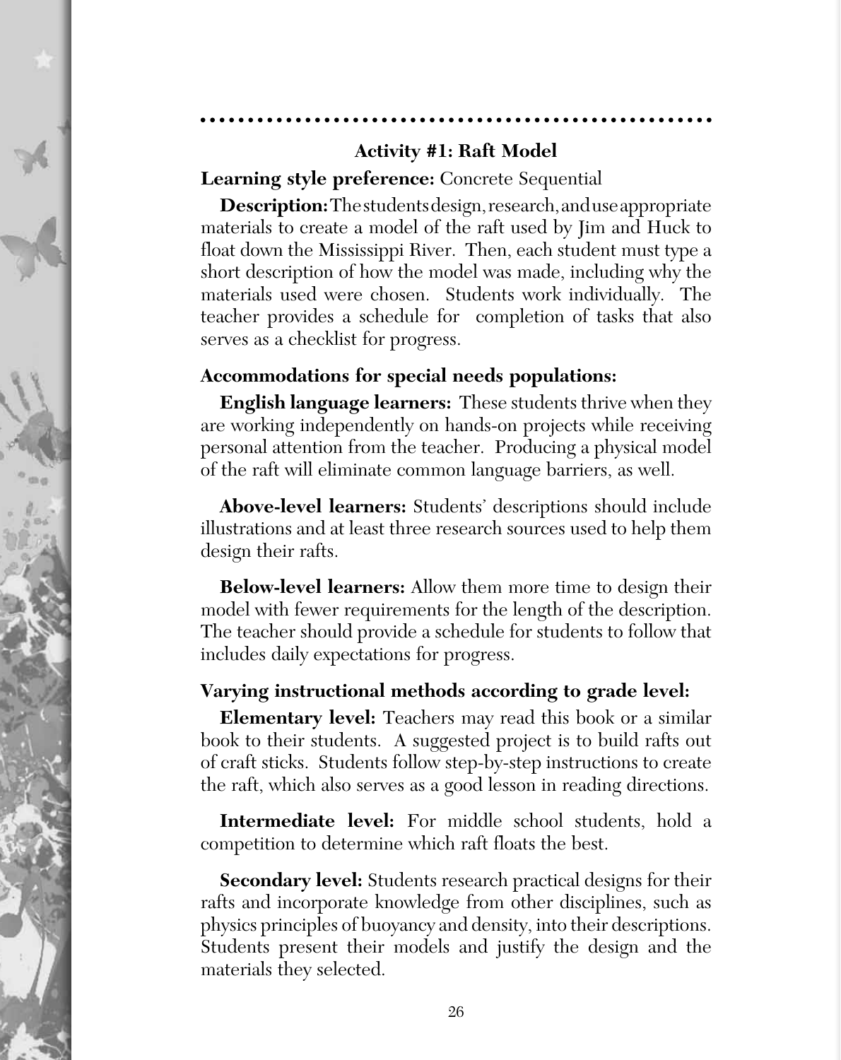### Activity #1: Raft Model

**Learning style preference:** Concrete Sequential

**Description:** The students design, research, and use appropriate materials to create a model of the raft used by Jim and Huck to float down the Mississippi River. Then, each student must type a short description of how the model was made, including why the materials used were chosen. Students work individually. The teacher provides a schedule for completion of tasks that also serves as a checklist for progress.

**Accommodations for special needs populations:**

**English language learners:** These students thrive when they are working independently on hands-on projects while receiving personal attention from the teacher. Producing a physical model of the raft will eliminate common language barriers, as well.

**Above-level learners:** Students' descriptions should include illustrations and at least three research sources used to help them design their rafts.

**Below-level learners:** Allow them more time to design their model with fewer requirements for the length of the description. The teacher should provide a schedule for students to follow that includes daily expectations for progress.

**Varying instructional methods according to grade level:**

**Elementary level:** Teachers may read this book or a similar book to their students. A suggested project is to build rafts out of craft sticks. Students follow step-by-step instructions to create the raft, which also serves as a good lesson in reading directions.

**Intermediate level:** For middle school students, hold a competition to determine which raft floats the best.

**Secondary level:** Students research practical designs for their rafts and incorporate knowledge from other disciplines, such as physics principles of buoyancy and density, into their descriptions. Students present their models and justify the design and the materials they selected.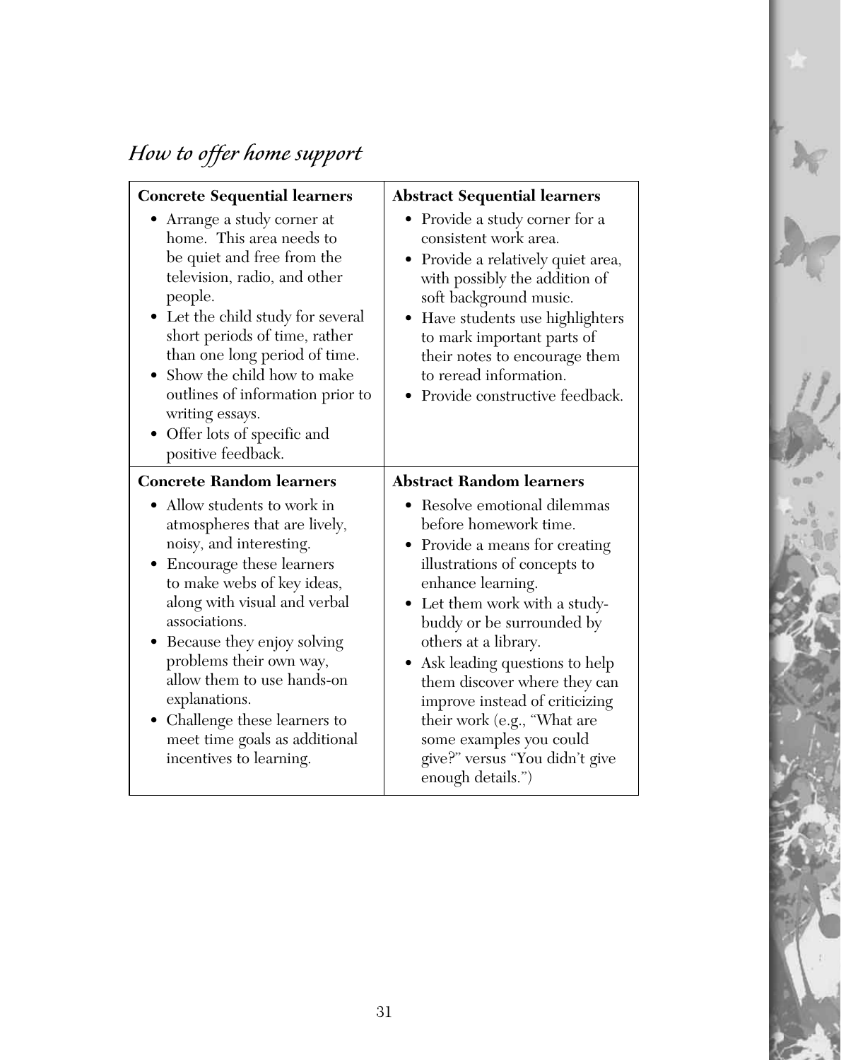*How to offer home support*

| | |
|---|---|
| **Concrete Sequential learners**<br>• Arrange a study corner at home. This area needs to be quiet and free from the television, radio, and other people.<br>• Let the child study for several short periods of time, rather than one long period of time.<br>• Show the child how to make outlines of information prior to writing essays.<br>• Offer lots of specific and positive feedback. | **Abstract Sequential learners**<br>• Provide a study corner for a consistent work area.<br>• Provide a relatively quiet area, with possibly the addition of soft background music.<br>• Have students use highlighters to mark important parts of their notes to encourage them to reread information.<br>• Provide constructive feedback. |
| **Concrete Random learners**<br>• Allow students to work in atmospheres that are lively, noisy, and interesting.<br>• Encourage these learners to make webs of key ideas, along with visual and verbal associations.<br>• Because they enjoy solving problems their own way, allow them to use hands-on explanations.<br>• Challenge these learners to meet time goals as additional incentives to learning. | **Abstract Random learners**<br>• Resolve emotional dilemmas before homework time.<br>• Provide a means for creating illustrations of concepts to enhance learning.<br>• Let them work with a study-buddy or be surrounded by others at a library.<br>• Ask leading questions to help them discover where they can improve instead of criticizing their work (e.g., "What are some examples you could give?" versus "You didn't give enough details.") |